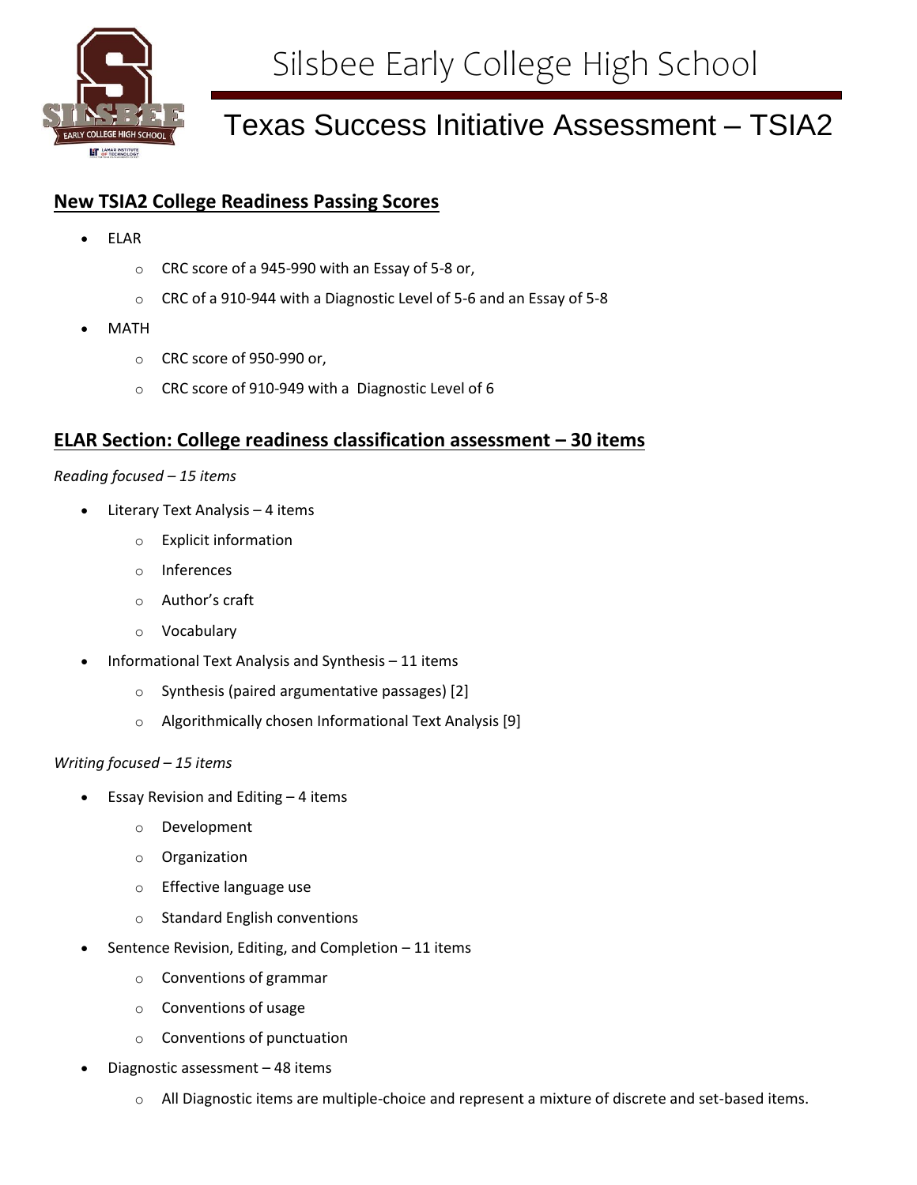# Silsbee Early College High School

## Texas Success Initiative Assessment – TSIA2

### New TSIA2 College Readiness Passing Scores

- ELAR
  - CRC score of a 945-990 with an Essay of 5-8 or,
  - CRC of a 910-944 with a Diagnostic Level of 5-6 and an Essay of 5-8
- MATH
  - CRC score of 950-990 or,
  - CRC score of 910-949 with a Diagnostic Level of 6

### ELAR Section: College readiness classification assessment – 30 items

*Reading focused – 15 items*

- Literary Text Analysis – 4 items
  - Explicit information
  - Inferences
  - Author's craft
  - Vocabulary
- Informational Text Analysis and Synthesis – 11 items
  - Synthesis (paired argumentative passages) [2]
  - Algorithmically chosen Informational Text Analysis [9]

*Writing focused – 15 items*

- Essay Revision and Editing – 4 items
  - Development
  - Organization
  - Effective language use
  - Standard English conventions
- Sentence Revision, Editing, and Completion – 11 items
  - Conventions of grammar
  - Conventions of usage
  - Conventions of punctuation
- Diagnostic assessment – 48 items
  - All Diagnostic items are multiple-choice and represent a mixture of discrete and set-based items.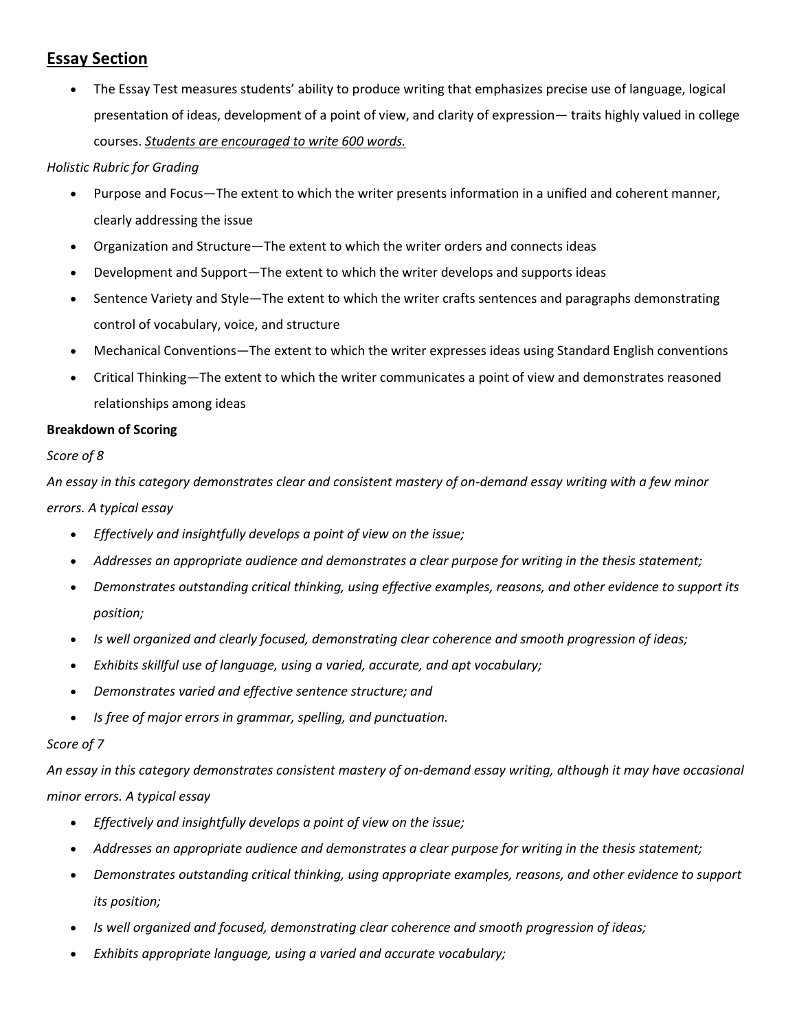## Essay Section

- The Essay Test measures students' ability to produce writing that emphasizes precise use of language, logical presentation of ideas, development of a point of view, and clarity of expression— traits highly valued in college courses. *Students are encouraged to write 600 words.*

*Holistic Rubric for Grading*

- Purpose and Focus—The extent to which the writer presents information in a unified and coherent manner, clearly addressing the issue
- Organization and Structure—The extent to which the writer orders and connects ideas
- Development and Support—The extent to which the writer develops and supports ideas
- Sentence Variety and Style—The extent to which the writer crafts sentences and paragraphs demonstrating control of vocabulary, voice, and structure
- Mechanical Conventions—The extent to which the writer expresses ideas using Standard English conventions
- Critical Thinking—The extent to which the writer communicates a point of view and demonstrates reasoned relationships among ideas

**Breakdown of Scoring**

*Score of 8*

*An essay in this category demonstrates clear and consistent mastery of on-demand essay writing with a few minor errors. A typical essay*

- *Effectively and insightfully develops a point of view on the issue;*
- *Addresses an appropriate audience and demonstrates a clear purpose for writing in the thesis statement;*
- *Demonstrates outstanding critical thinking, using effective examples, reasons, and other evidence to support its position;*
- *Is well organized and clearly focused, demonstrating clear coherence and smooth progression of ideas;*
- *Exhibits skillful use of language, using a varied, accurate, and apt vocabulary;*
- *Demonstrates varied and effective sentence structure; and*
- *Is free of major errors in grammar, spelling, and punctuation.*

*Score of 7*

*An essay in this category demonstrates consistent mastery of on-demand essay writing, although it may have occasional minor errors. A typical essay*

- *Effectively and insightfully develops a point of view on the issue;*
- *Addresses an appropriate audience and demonstrates a clear purpose for writing in the thesis statement;*
- *Demonstrates outstanding critical thinking, using appropriate examples, reasons, and other evidence to support its position;*
- *Is well organized and focused, demonstrating clear coherence and smooth progression of ideas;*
- *Exhibits appropriate language, using a varied and accurate vocabulary;*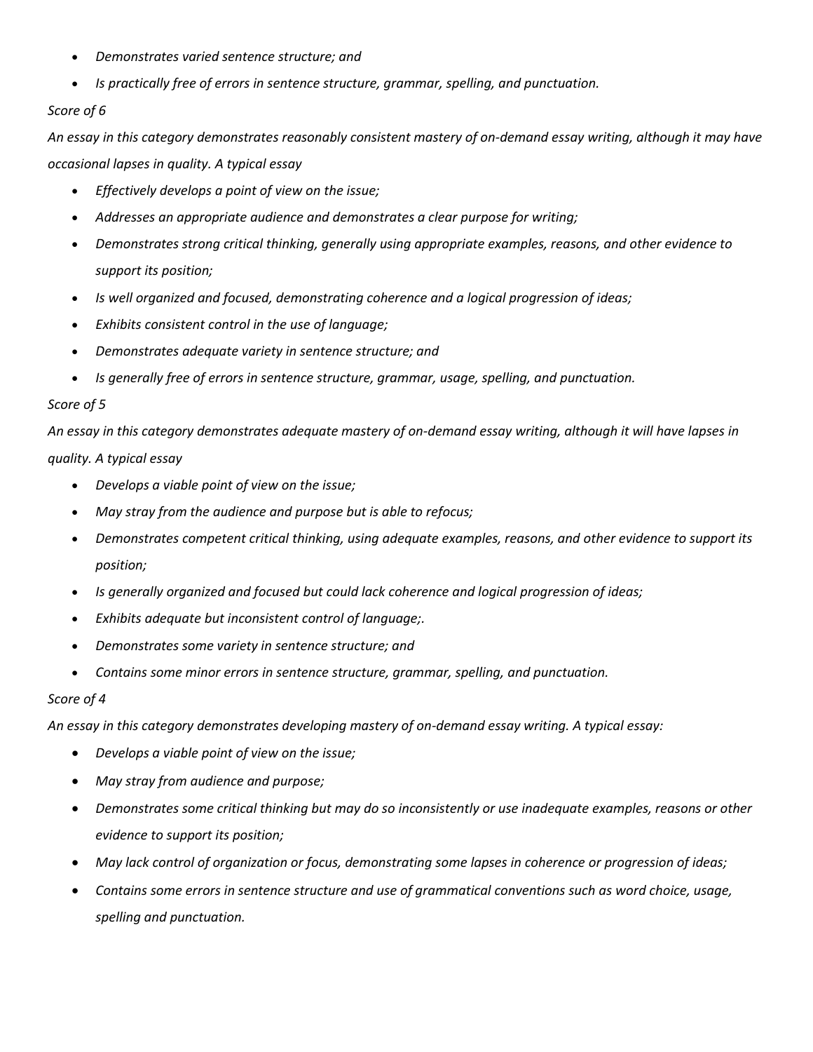- *Demonstrates varied sentence structure; and*
- *Is practically free of errors in sentence structure, grammar, spelling, and punctuation.*

*Score of 6*

*An essay in this category demonstrates reasonably consistent mastery of on-demand essay writing, although it may have occasional lapses in quality. A typical essay*

- *Effectively develops a point of view on the issue;*
- *Addresses an appropriate audience and demonstrates a clear purpose for writing;*
- *Demonstrates strong critical thinking, generally using appropriate examples, reasons, and other evidence to support its position;*
- *Is well organized and focused, demonstrating coherence and a logical progression of ideas;*
- *Exhibits consistent control in the use of language;*
- *Demonstrates adequate variety in sentence structure; and*
- *Is generally free of errors in sentence structure, grammar, usage, spelling, and punctuation.*

*Score of 5*

*An essay in this category demonstrates adequate mastery of on-demand essay writing, although it will have lapses in quality. A typical essay*

- *Develops a viable point of view on the issue;*
- *May stray from the audience and purpose but is able to refocus;*
- *Demonstrates competent critical thinking, using adequate examples, reasons, and other evidence to support its position;*
- *Is generally organized and focused but could lack coherence and logical progression of ideas;*
- *Exhibits adequate but inconsistent control of language;.*
- *Demonstrates some variety in sentence structure; and*
- *Contains some minor errors in sentence structure, grammar, spelling, and punctuation.*

*Score of 4*

*An essay in this category demonstrates developing mastery of on-demand essay writing. A typical essay:*

- *Develops a viable point of view on the issue;*
- *May stray from audience and purpose;*
- *Demonstrates some critical thinking but may do so inconsistently or use inadequate examples, reasons or other evidence to support its position;*
- *May lack control of organization or focus, demonstrating some lapses in coherence or progression of ideas;*
- *Contains some errors in sentence structure and use of grammatical conventions such as word choice, usage, spelling and punctuation.*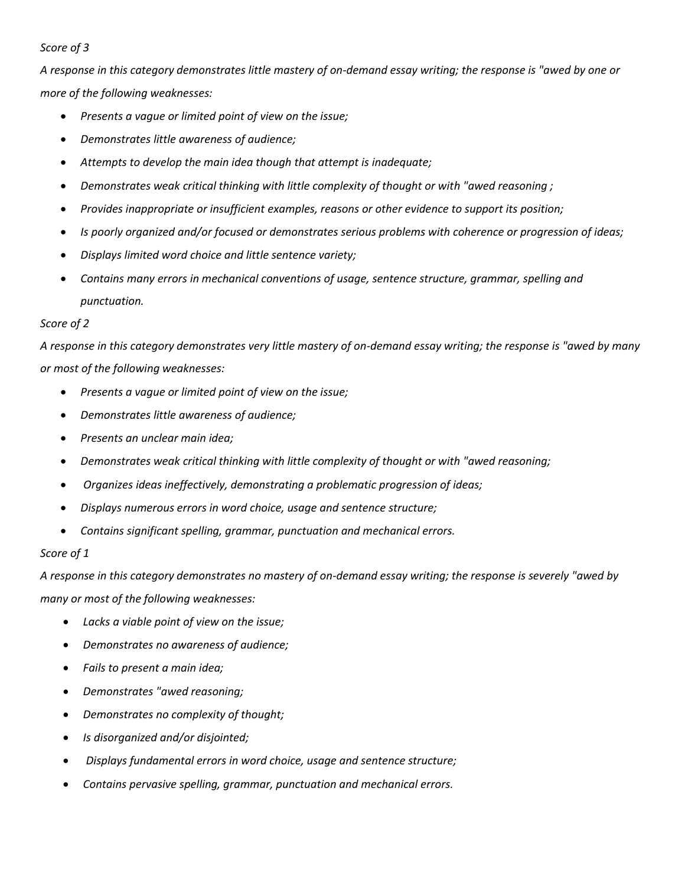*Score of 3*

*A response in this category demonstrates little mastery of on-demand essay writing; the response is "awed by one or more of the following weaknesses:*

- *Presents a vague or limited point of view on the issue;*
- *Demonstrates little awareness of audience;*
- *Attempts to develop the main idea though that attempt is inadequate;*
- *Demonstrates weak critical thinking with little complexity of thought or with "awed reasoning ;*
- *Provides inappropriate or insufficient examples, reasons or other evidence to support its position;*
- *Is poorly organized and/or focused or demonstrates serious problems with coherence or progression of ideas;*
- *Displays limited word choice and little sentence variety;*
- *Contains many errors in mechanical conventions of usage, sentence structure, grammar, spelling and punctuation.*

*Score of 2*

*A response in this category demonstrates very little mastery of on-demand essay writing; the response is "awed by many or most of the following weaknesses:*

- *Presents a vague or limited point of view on the issue;*
- *Demonstrates little awareness of audience;*
- *Presents an unclear main idea;*
- *Demonstrates weak critical thinking with little complexity of thought or with "awed reasoning;*
- *Organizes ideas ineffectively, demonstrating a problematic progression of ideas;*
- *Displays numerous errors in word choice, usage and sentence structure;*
- *Contains significant spelling, grammar, punctuation and mechanical errors.*

*Score of 1*

*A response in this category demonstrates no mastery of on-demand essay writing; the response is severely "awed by many or most of the following weaknesses:*

- *Lacks a viable point of view on the issue;*
- *Demonstrates no awareness of audience;*
- *Fails to present a main idea;*
- *Demonstrates "awed reasoning;*
- *Demonstrates no complexity of thought;*
- *Is disorganized and/or disjointed;*
- *Displays fundamental errors in word choice, usage and sentence structure;*
- *Contains pervasive spelling, grammar, punctuation and mechanical errors.*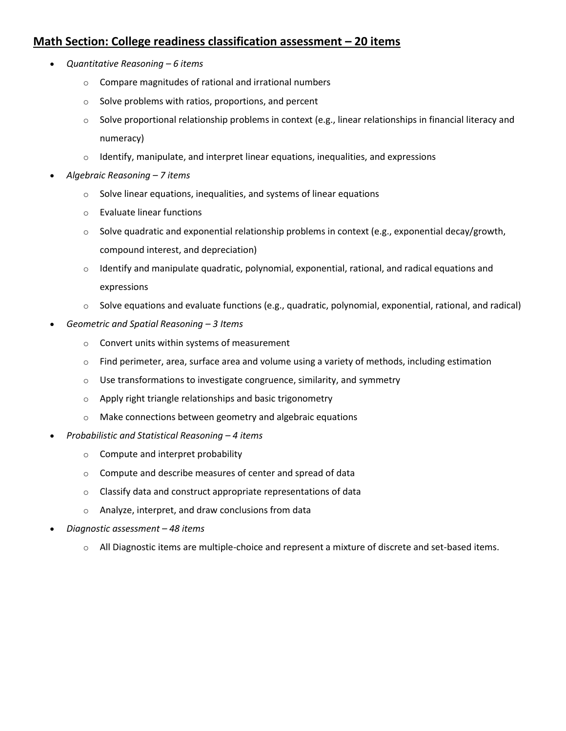## Math Section: College readiness classification assessment – 20 items

- *Quantitative Reasoning – 6 items*
    - Compare magnitudes of rational and irrational numbers
    - Solve problems with ratios, proportions, and percent
    - Solve proportional relationship problems in context (e.g., linear relationships in financial literacy and numeracy)
    - Identify, manipulate, and interpret linear equations, inequalities, and expressions
- *Algebraic Reasoning – 7 items*
    - Solve linear equations, inequalities, and systems of linear equations
    - Evaluate linear functions
    - Solve quadratic and exponential relationship problems in context (e.g., exponential decay/growth, compound interest, and depreciation)
    - Identify and manipulate quadratic, polynomial, exponential, rational, and radical equations and expressions
    - Solve equations and evaluate functions (e.g., quadratic, polynomial, exponential, rational, and radical)
- *Geometric and Spatial Reasoning – 3 Items*
    - Convert units within systems of measurement
    - Find perimeter, area, surface area and volume using a variety of methods, including estimation
    - Use transformations to investigate congruence, similarity, and symmetry
    - Apply right triangle relationships and basic trigonometry
    - Make connections between geometry and algebraic equations
- *Probabilistic and Statistical Reasoning – 4 items*
    - Compute and interpret probability
    - Compute and describe measures of center and spread of data
    - Classify data and construct appropriate representations of data
    - Analyze, interpret, and draw conclusions from data
- *Diagnostic assessment – 48 items*
    - All Diagnostic items are multiple-choice and represent a mixture of discrete and set-based items.